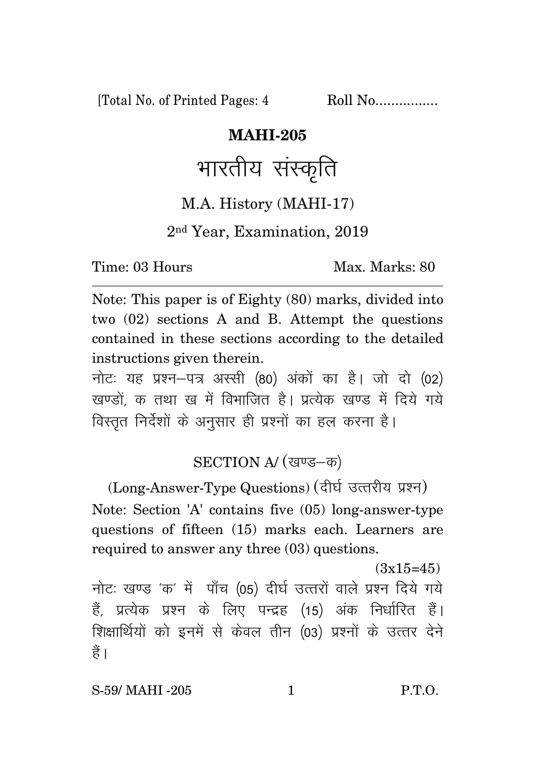[Total No. of Printed Pages: 4 Roll No................

# MAHI-205

# भारतीय संस्कृति

M.A. History (MAHI-17)

2nd Year, Examination, 2019

Time: 03 Hours Max. Marks: 80

---

Note: This paper is of Eighty (80) marks, divided into two (02) sections A and B. Attempt the questions contained in these sections according to the detailed instructions given therein.

नोटः यह प्रश्न–पत्र अस्सी (80) अंकों का है। जो दो (02) खण्डों, क तथा ख में विभाजित है। प्रत्येक खण्ड में दिये गये विस्तृत निर्देशों के अनुसार ही प्रश्नों का हल करना है।

## SECTION A/ (खण्ड–क)

(Long-Answer-Type Questions) (दीर्घ उत्तरीय प्रश्न)

Note: Section 'A' contains five (05) long-answer-type questions of fifteen (15) marks each. Learners are required to answer any three (03) questions.

(3x15=45)

नोटः खण्ड 'क' में पाँच (05) दीर्घ उत्तरों वाले प्रश्न दिये गये हैं, प्रत्येक प्रश्न के लिए पन्द्रह (15) अंक निर्धारित हैं। शिक्षार्थियों को इनमें से केवल तीन (03) प्रश्नों के उत्तर देने हैं।

S-59/ MAHI -205 P.T.O.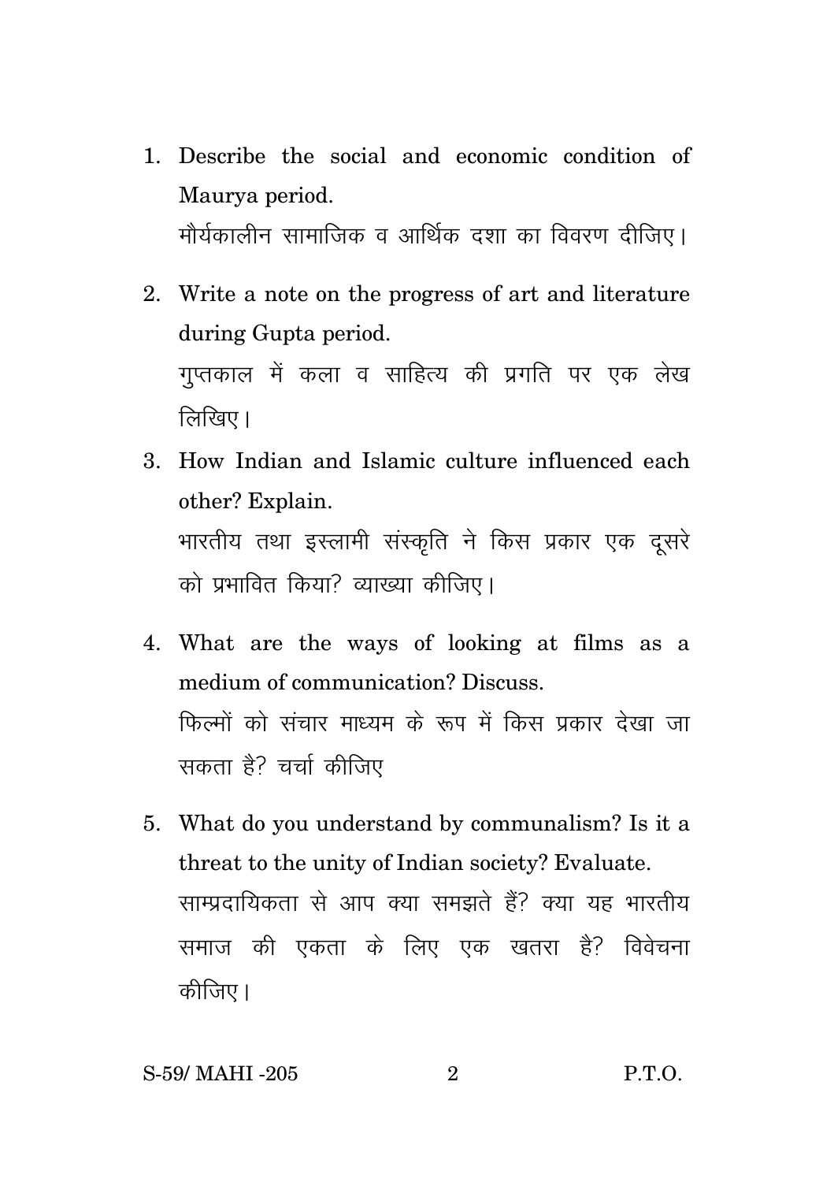1. Describe the social and economic condition of Maurya period.

   मौर्यकालीन सामाजिक व आर्थिक दशा का विवरण दीजिए।

2. Write a note on the progress of art and literature during Gupta period.

   गुप्तकाल में कला व साहित्य की प्रगति पर एक लेख लिखिए।

3. How Indian and Islamic culture influenced each other? Explain.

   भारतीय तथा इस्लामी संस्कृति ने किस प्रकार एक दूसरे को प्रभावित किया? व्याख्या कीजिए।

4. What are the ways of looking at films as a medium of communication? Discuss.

   फिल्मों को संचार माध्यम के रूप में किस प्रकार देखा जा सकता है? चर्चा कीजिए

5. What do you understand by communalism? Is it a threat to the unity of Indian society? Evaluate.

   साम्प्रदायिकता से आप क्या समझते हैं? क्या यह भारतीय समाज की एकता के लिए एक खतरा है? विवेचना कीजिए।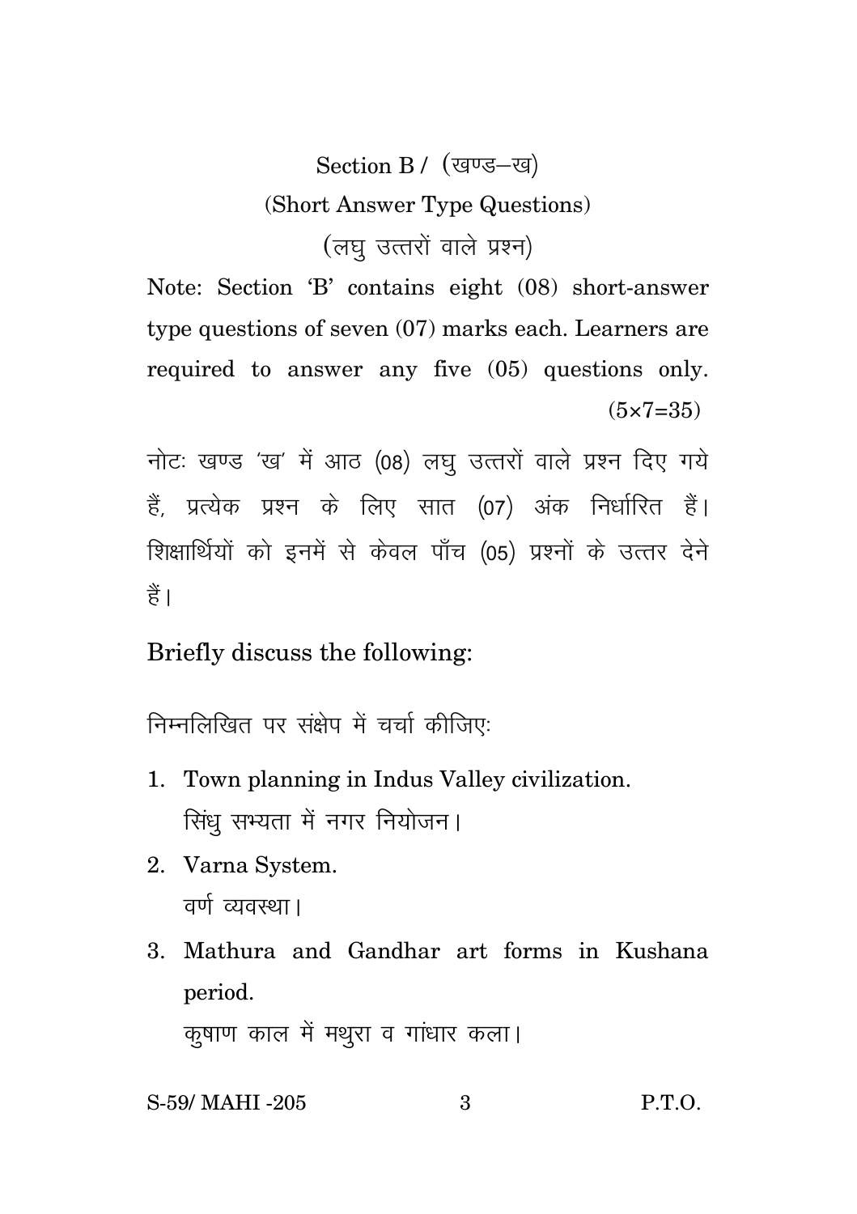## Section B / (खण्ड–ख)

### (Short Answer Type Questions)

### (लघु उत्तरों वाले प्रश्न)

Note: Section 'B' contains eight (08) short-answer type questions of seven (07) marks each. Learners are required to answer any five (05) questions only. (5×7=35)

नोटः खण्ड 'ख' में आठ (08) लघु उत्तरों वाले प्रश्न दिए गये हैं, प्रत्येक प्रश्न के लिए सात (07) अंक निर्धारित हैं। शिक्षार्थियों को इनमें से केवल पाँच (05) प्रश्नों के उत्तर देने हैं।

Briefly discuss the following:

निम्नलिखित पर संक्षेप में चर्चा कीजिएः

1. Town planning in Indus Valley civilization.
   सिंधु सभ्यता में नगर नियोजन।
2. Varna System.
   वर्ण व्यवस्था।
3. Mathura and Gandhar art forms in Kushana period.
   कुषाण काल में मथुरा व गांधार कला।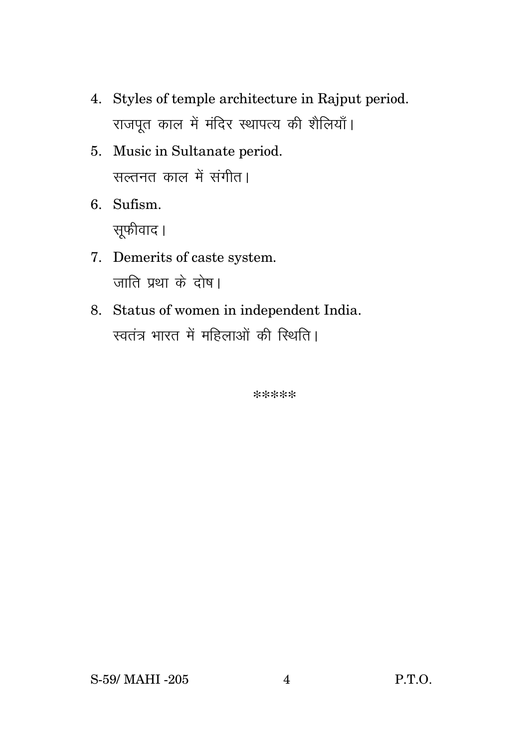4. Styles of temple architecture in Rajput period.
   राजपूत काल में मंदिर स्थापत्य की शैलियाँ।
5. Music in Sultanate period.
   सल्तनत काल में संगीत।
6. Sufism.
   सूफीवाद।
7. Demerits of caste system.
   जाति प्रथा के दोष।
8. Status of women in independent India.
   स्वतंत्र भारत में महिलाओं की स्थिति।

*****